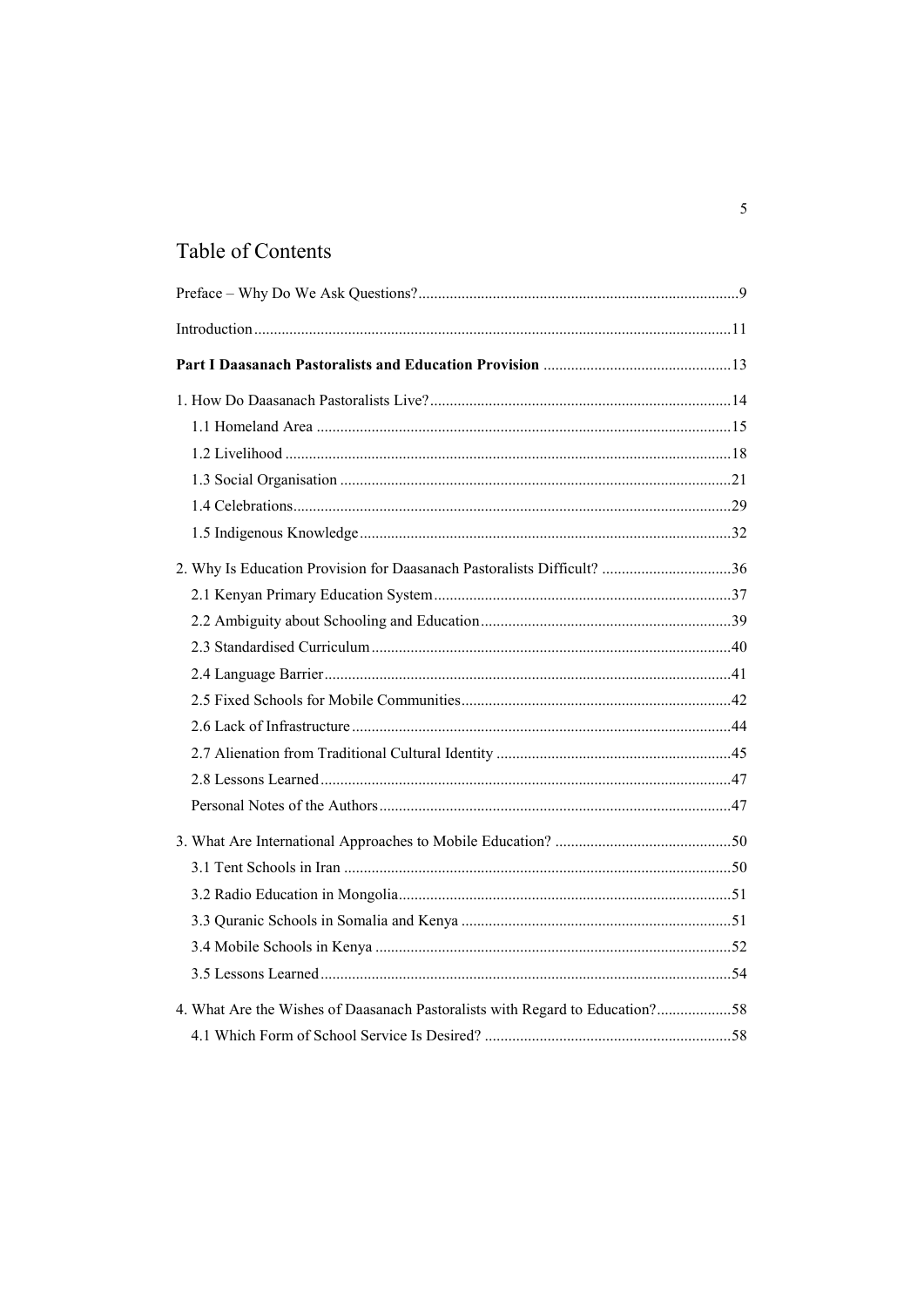# Table of Contents

Preface – Why Do We Ask Questions? ....................................................................................9

Introduction ............................................................................................................................11

**Part I Daasanach Pastoralists and Education Provision** ..................................................13

1. How Do Daasanach Pastoralists Live? ...............................................................................14
   - 1.1 Homeland Area ...........................................................................................................15
   - 1.2 Livelihood ..................................................................................................................18
   - 1.3 Social Organisation .....................................................................................................21
   - 1.4 Celebrations ................................................................................................................29
   - 1.5 Indigenous Knowledge ...............................................................................................32

2. Why Is Education Provision for Daasanach Pastoralists Difficult? ...................................36
   - 2.1 Kenyan Primary Education System ............................................................................37
   - 2.2 Ambiguity about Schooling and Education .................................................................39
   - 2.3 Standardised Curriculum ............................................................................................40
   - 2.4 Language Barrier ........................................................................................................41
   - 2.5 Fixed Schools for Mobile Communities ......................................................................42
   - 2.6 Lack of Infrastructure .................................................................................................44
   - 2.7 Alienation from Traditional Cultural Identity .............................................................45
   - 2.8 Lessons Learned .........................................................................................................47
   - Personal Notes of the Authors .........................................................................................47

3. What Are International Approaches to Mobile Education? ...............................................50
   - 3.1 Tent Schools in Iran ...................................................................................................50
   - 3.2 Radio Education in Mongolia .....................................................................................51
   - 3.3 Quranic Schools in Somalia and Kenya ......................................................................51
   - 3.4 Mobile Schools in Kenya ............................................................................................52
   - 3.5 Lessons Learned .........................................................................................................54

4. What Are the Wishes of Daasanach Pastoralists with Regard to Education? ....................58
   - 4.1 Which Form of School Service Is Desired? ................................................................58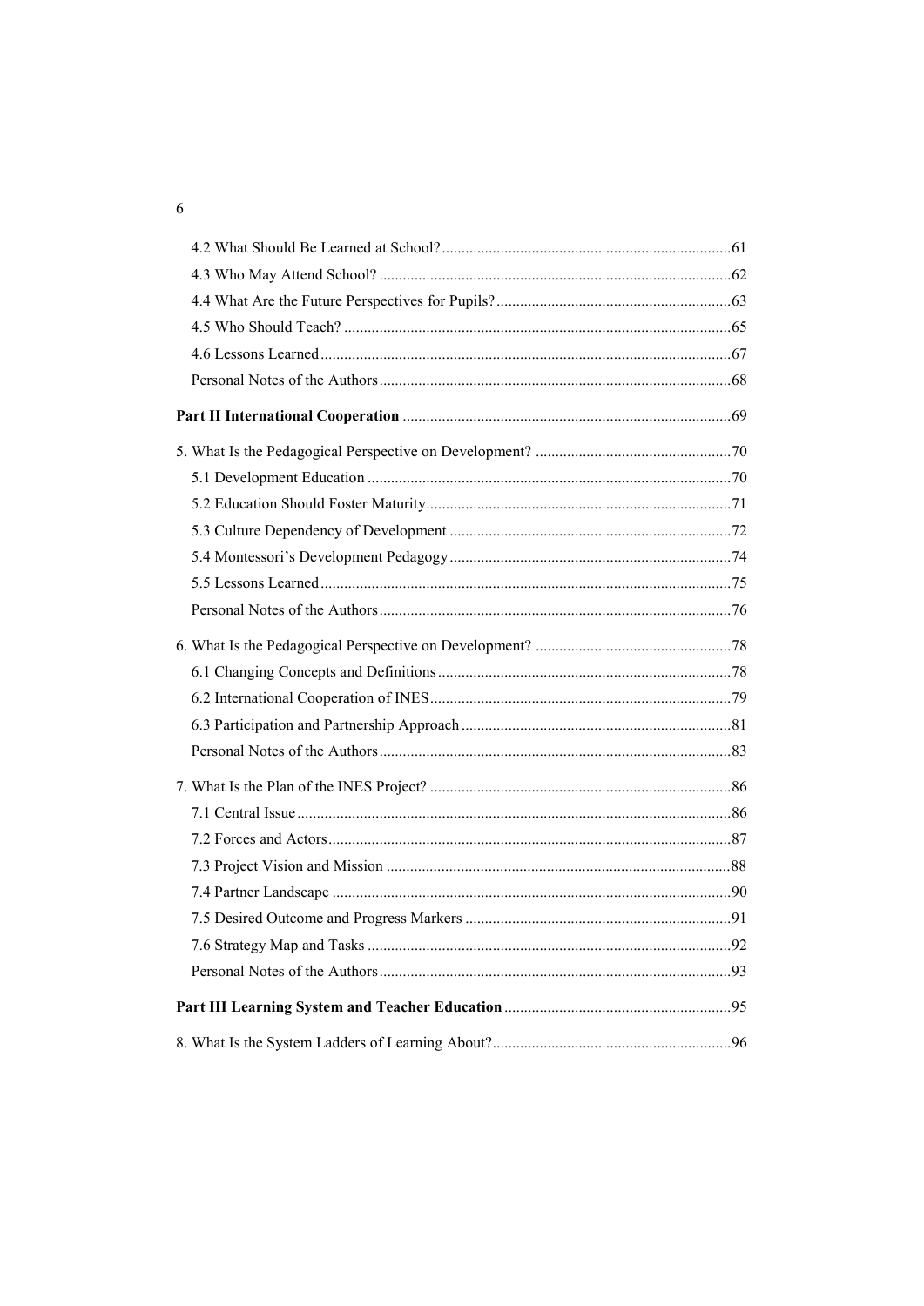4.2 What Should Be Learned at School? ... 61
4.3 Who May Attend School? ... 62
4.4 What Are the Future Perspectives for Pupils? ... 63
4.5 Who Should Teach? ... 65
4.6 Lessons Learned ... 67
Personal Notes of the Authors ... 68

**Part II International Cooperation** ... 69

5. What Is the Pedagogical Perspective on Development? ... 70
5.1 Development Education ... 70
5.2 Education Should Foster Maturity ... 71
5.3 Culture Dependency of Development ... 72
5.4 Montessori's Development Pedagogy ... 74
5.5 Lessons Learned ... 75
Personal Notes of the Authors ... 76

6. What Is the Pedagogical Perspective on Development? ... 78
6.1 Changing Concepts and Definitions ... 78
6.2 International Cooperation of INES ... 79
6.3 Participation and Partnership Approach ... 81
Personal Notes of the Authors ... 83

7. What Is the Plan of the INES Project? ... 86
7.1 Central Issue ... 86
7.2 Forces and Actors ... 87
7.3 Project Vision and Mission ... 88
7.4 Partner Landscape ... 90
7.5 Desired Outcome and Progress Markers ... 91
7.6 Strategy Map and Tasks ... 92
Personal Notes of the Authors ... 93

**Part III Learning System and Teacher Education** ... 95

8. What Is the System Ladders of Learning About? ... 96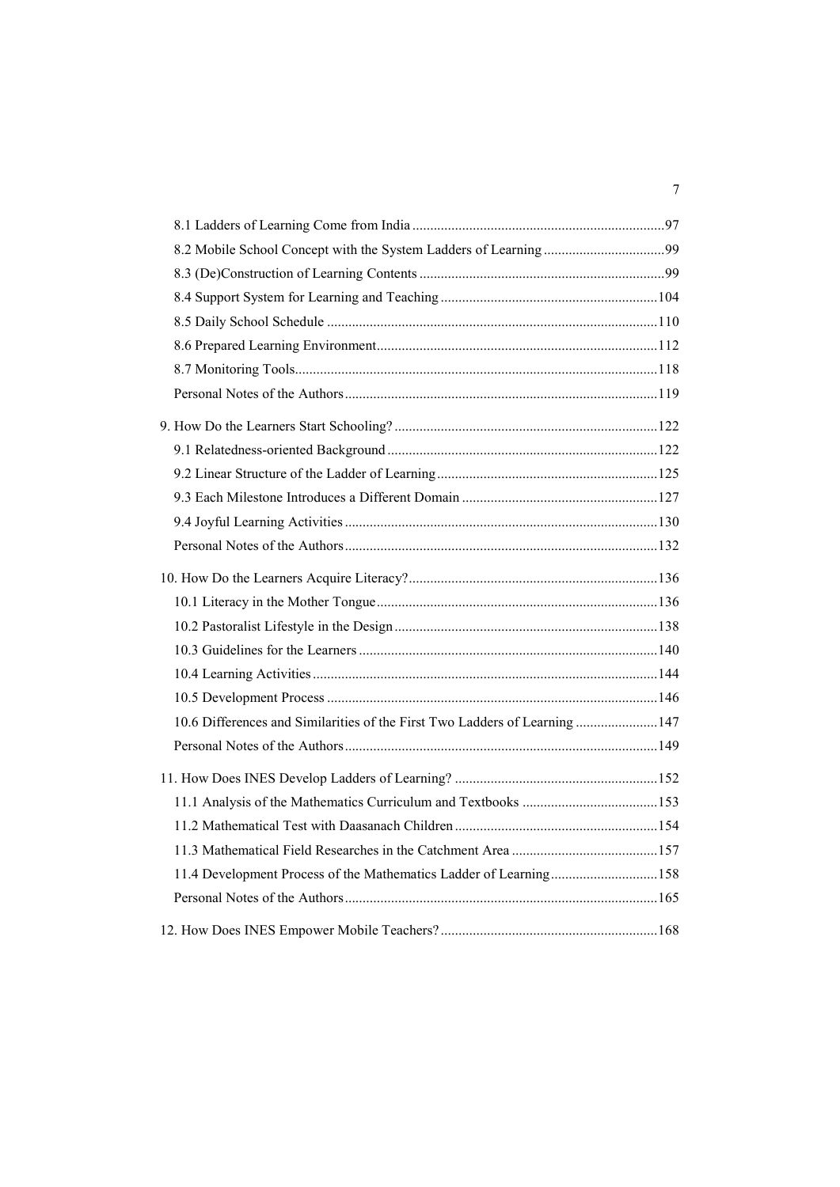8.1 Ladders of Learning Come from India ........................................................................97
8.2 Mobile School Concept with the System Ladders of Learning ..................................99
8.3 (De)Construction of Learning Contents ....................................................................99
8.4 Support System for Learning and Teaching ............................................................104
8.5 Daily School Schedule ............................................................................................110
8.6 Prepared Learning Environment..............................................................................112
8.7 Monitoring Tools.....................................................................................................118
Personal Notes of the Authors.......................................................................................119

9. How Do the Learners Start Schooling? .........................................................................122
9.1 Relatedness-oriented Background ...........................................................................122
9.2 Linear Structure of the Ladder of Learning.............................................................125
9.3 Each Milestone Introduces a Different Domain ......................................................127
9.4 Joyful Learning Activities.......................................................................................130
Personal Notes of the Authors.......................................................................................132

10. How Do the Learners Acquire Literacy?.....................................................................136
10.1 Literacy in the Mother Tongue..............................................................................136
10.2 Pastoralist Lifestyle in the Design.........................................................................138
10.3 Guidelines for the Learners...................................................................................140
10.4 Learning Activities................................................................................................144
10.5 Development Process ............................................................................................146
10.6 Differences and Similarities of the First Two Ladders of Learning .......................147
Personal Notes of the Authors.......................................................................................149

11. How Does INES Develop Ladders of Learning? .........................................................152
11.1 Analysis of the Mathematics Curriculum and Textbooks ......................................153
11.2 Mathematical Test with Daasanach Children.........................................................154
11.3 Mathematical Field Researches in the Catchment Area .........................................157
11.4 Development Process of the Mathematics Ladder of Learning.............................158
Personal Notes of the Authors.......................................................................................165

12. How Does INES Empower Mobile Teachers? ............................................................168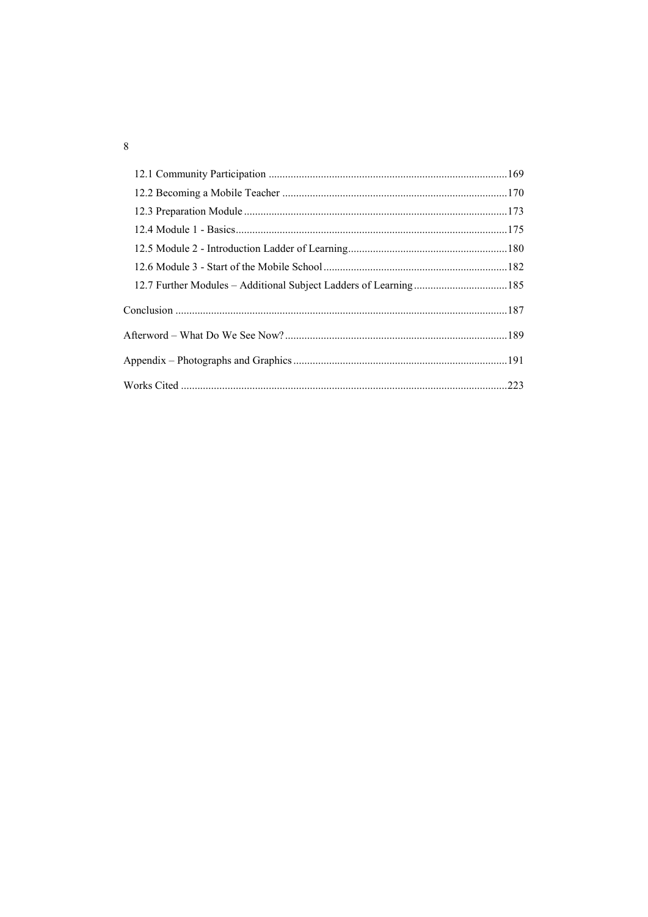12.1 Community Participation ......................................................................................169

12.2 Becoming a Mobile Teacher .................................................................................170

12.3 Preparation Module ...............................................................................................173

12.4 Module 1 - Basics...................................................................................................175

12.5 Module 2 - Introduction Ladder of Learning..........................................................180

12.6 Module 3 - Start of the Mobile School...................................................................182

12.7 Further Modules – Additional Subject Ladders of Learning..................................185

Conclusion .........................................................................................................................187

Afterword – What Do We See Now?.................................................................................189

Appendix – Photographs and Graphics..............................................................................191

Works Cited .......................................................................................................................223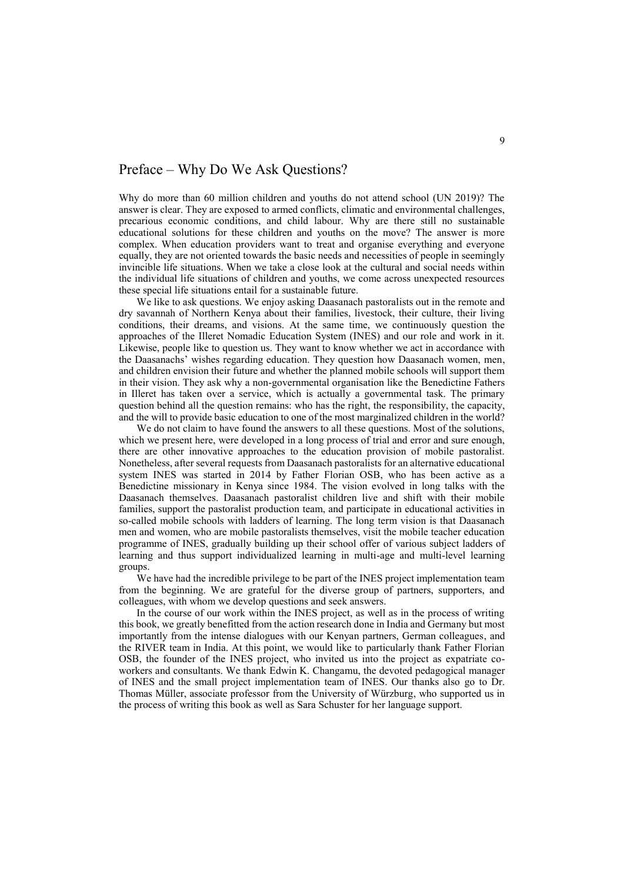# Preface – Why Do We Ask Questions?

Why do more than 60 million children and youths do not attend school (UN 2019)? The answer is clear. They are exposed to armed conflicts, climatic and environmental challenges, precarious economic conditions, and child labour. Why are there still no sustainable educational solutions for these children and youths on the move? The answer is more complex. When education providers want to treat and organise everything and everyone equally, they are not oriented towards the basic needs and necessities of people in seemingly invincible life situations. When we take a close look at the cultural and social needs within the individual life situations of children and youths, we come across unexpected resources these special life situations entail for a sustainable future.

We like to ask questions. We enjoy asking Daasanach pastoralists out in the remote and dry savannah of Northern Kenya about their families, livestock, their culture, their living conditions, their dreams, and visions. At the same time, we continuously question the approaches of the Illeret Nomadic Education System (INES) and our role and work in it. Likewise, people like to question us. They want to know whether we act in accordance with the Daasanachs' wishes regarding education. They question how Daasanach women, men, and children envision their future and whether the planned mobile schools will support them in their vision. They ask why a non-governmental organisation like the Benedictine Fathers in Illeret has taken over a service, which is actually a governmental task. The primary question behind all the question remains: who has the right, the responsibility, the capacity, and the will to provide basic education to one of the most marginalized children in the world?

We do not claim to have found the answers to all these questions. Most of the solutions, which we present here, were developed in a long process of trial and error and sure enough, there are other innovative approaches to the education provision of mobile pastoralist. Nonetheless, after several requests from Daasanach pastoralists for an alternative educational system INES was started in 2014 by Father Florian OSB, who has been active as a Benedictine missionary in Kenya since 1984. The vision evolved in long talks with the Daasanach themselves. Daasanach pastoralist children live and shift with their mobile families, support the pastoralist production team, and participate in educational activities in so-called mobile schools with ladders of learning. The long term vision is that Daasanach men and women, who are mobile pastoralists themselves, visit the mobile teacher education programme of INES, gradually building up their school offer of various subject ladders of learning and thus support individualized learning in multi-age and multi-level learning groups.

We have had the incredible privilege to be part of the INES project implementation team from the beginning. We are grateful for the diverse group of partners, supporters, and colleagues, with whom we develop questions and seek answers.

In the course of our work within the INES project, as well as in the process of writing this book, we greatly benefitted from the action research done in India and Germany but most importantly from the intense dialogues with our Kenyan partners, German colleagues, and the RIVER team in India. At this point, we would like to particularly thank Father Florian OSB, the founder of the INES project, who invited us into the project as expatriate co-workers and consultants. We thank Edwin K. Changamu, the devoted pedagogical manager of INES and the small project implementation team of INES. Our thanks also go to Dr. Thomas Müller, associate professor from the University of Würzburg, who supported us in the process of writing this book as well as Sara Schuster for her language support.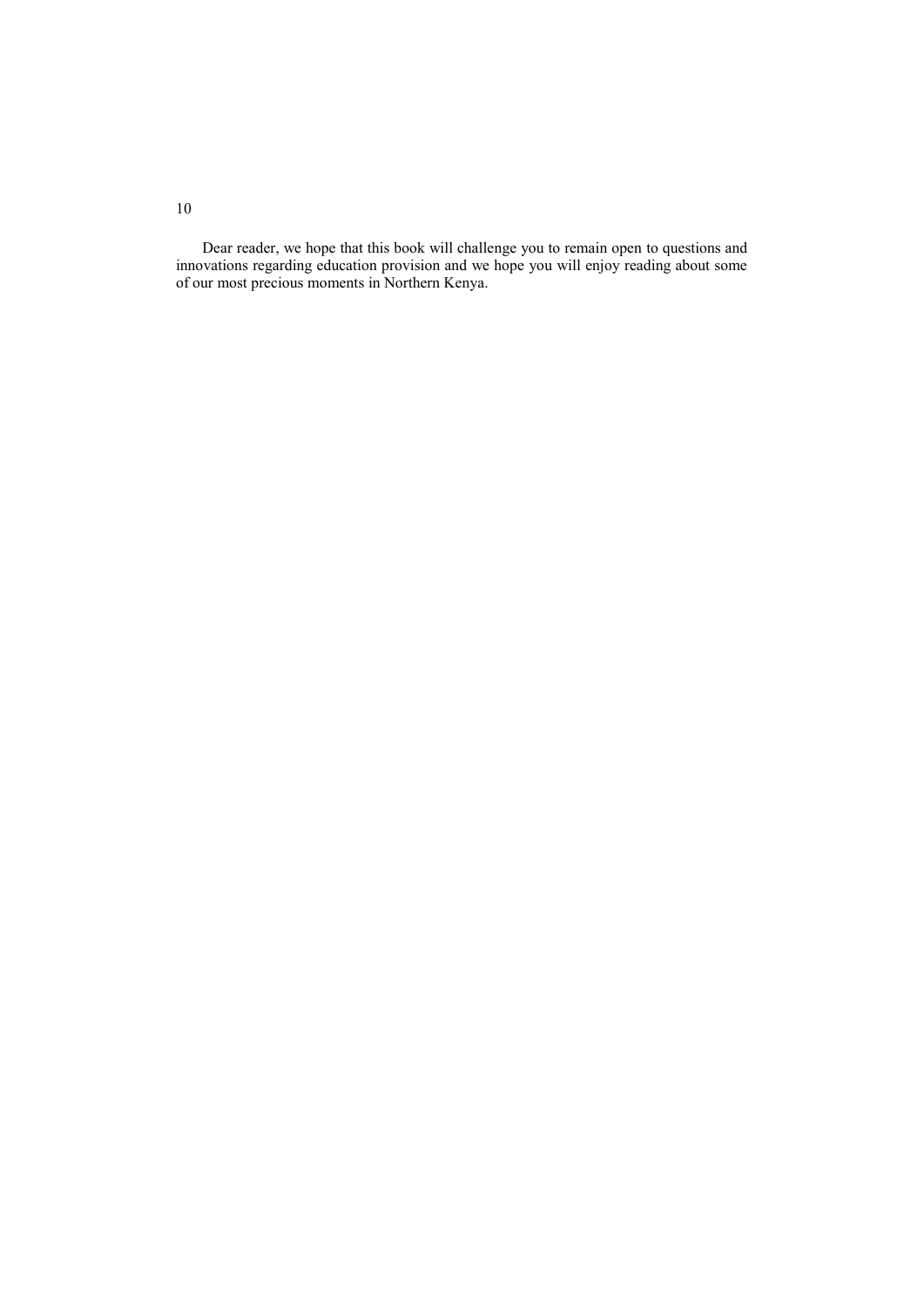Dear reader, we hope that this book will challenge you to remain open to questions and innovations regarding education provision and we hope you will enjoy reading about some of our most precious moments in Northern Kenya.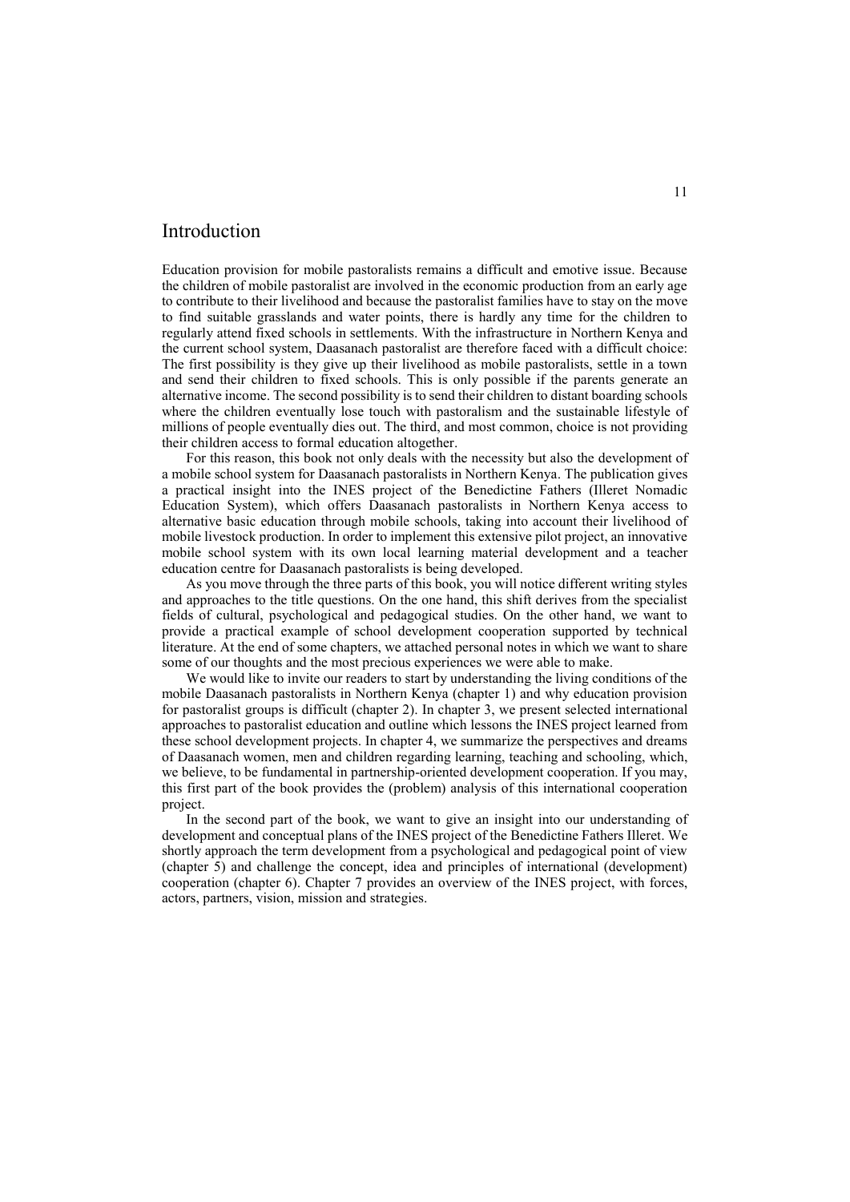# Introduction

Education provision for mobile pastoralists remains a difficult and emotive issue. Because the children of mobile pastoralist are involved in the economic production from an early age to contribute to their livelihood and because the pastoralist families have to stay on the move to find suitable grasslands and water points, there is hardly any time for the children to regularly attend fixed schools in settlements. With the infrastructure in Northern Kenya and the current school system, Daasanach pastoralist are therefore faced with a difficult choice: The first possibility is they give up their livelihood as mobile pastoralists, settle in a town and send their children to fixed schools. This is only possible if the parents generate an alternative income. The second possibility is to send their children to distant boarding schools where the children eventually lose touch with pastoralism and the sustainable lifestyle of millions of people eventually dies out. The third, and most common, choice is not providing their children access to formal education altogether.

For this reason, this book not only deals with the necessity but also the development of a mobile school system for Daasanach pastoralists in Northern Kenya. The publication gives a practical insight into the INES project of the Benedictine Fathers (Illeret Nomadic Education System), which offers Daasanach pastoralists in Northern Kenya access to alternative basic education through mobile schools, taking into account their livelihood of mobile livestock production. In order to implement this extensive pilot project, an innovative mobile school system with its own local learning material development and a teacher education centre for Daasanach pastoralists is being developed.

As you move through the three parts of this book, you will notice different writing styles and approaches to the title questions. On the one hand, this shift derives from the specialist fields of cultural, psychological and pedagogical studies. On the other hand, we want to provide a practical example of school development cooperation supported by technical literature. At the end of some chapters, we attached personal notes in which we want to share some of our thoughts and the most precious experiences we were able to make.

We would like to invite our readers to start by understanding the living conditions of the mobile Daasanach pastoralists in Northern Kenya (chapter 1) and why education provision for pastoralist groups is difficult (chapter 2). In chapter 3, we present selected international approaches to pastoralist education and outline which lessons the INES project learned from these school development projects. In chapter 4, we summarize the perspectives and dreams of Daasanach women, men and children regarding learning, teaching and schooling, which, we believe, to be fundamental in partnership-oriented development cooperation. If you may, this first part of the book provides the (problem) analysis of this international cooperation project.

In the second part of the book, we want to give an insight into our understanding of development and conceptual plans of the INES project of the Benedictine Fathers Illeret. We shortly approach the term development from a psychological and pedagogical point of view (chapter 5) and challenge the concept, idea and principles of international (development) cooperation (chapter 6). Chapter 7 provides an overview of the INES project, with forces, actors, partners, vision, mission and strategies.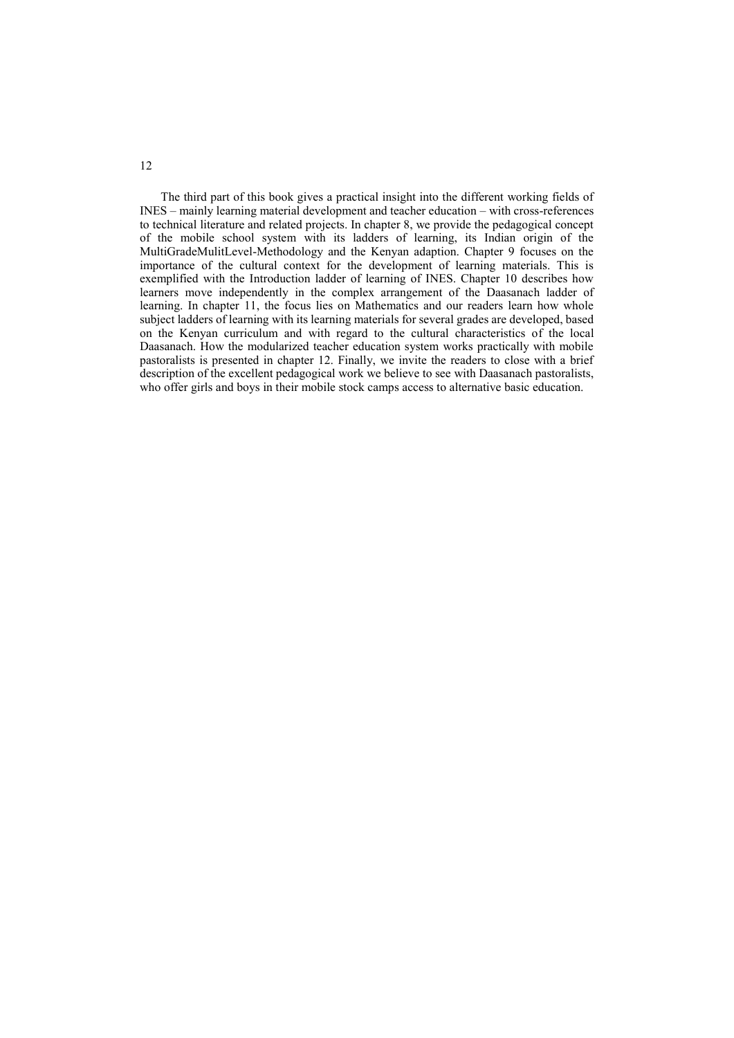The third part of this book gives a practical insight into the different working fields of INES – mainly learning material development and teacher education – with cross-references to technical literature and related projects. In chapter 8, we provide the pedagogical concept of the mobile school system with its ladders of learning, its Indian origin of the MultiGradeMulitLevel-Methodology and the Kenyan adaption. Chapter 9 focuses on the importance of the cultural context for the development of learning materials. This is exemplified with the Introduction ladder of learning of INES. Chapter 10 describes how learners move independently in the complex arrangement of the Daasanach ladder of learning. In chapter 11, the focus lies on Mathematics and our readers learn how whole subject ladders of learning with its learning materials for several grades are developed, based on the Kenyan curriculum and with regard to the cultural characteristics of the local Daasanach. How the modularized teacher education system works practically with mobile pastoralists is presented in chapter 12. Finally, we invite the readers to close with a brief description of the excellent pedagogical work we believe to see with Daasanach pastoralists, who offer girls and boys in their mobile stock camps access to alternative basic education.